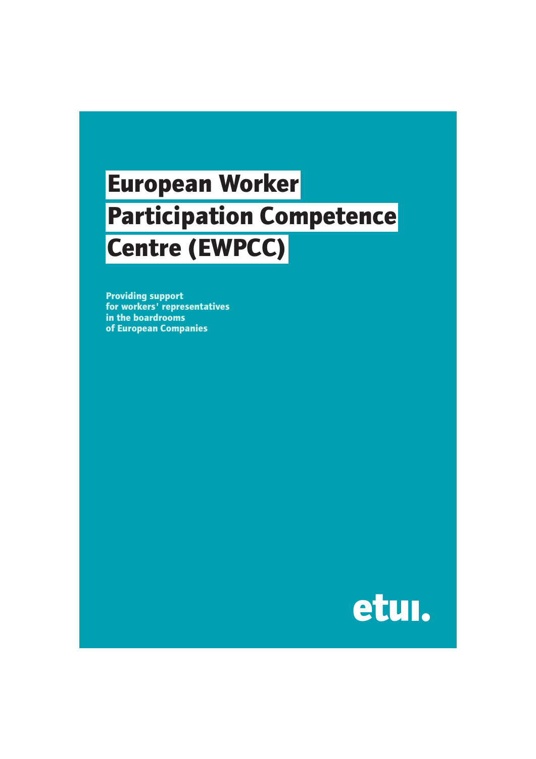# European Worker Participation Competence Centre (EWPCC)

**Providing support for workers' representatives in the boardrooms of European Companies**

etui.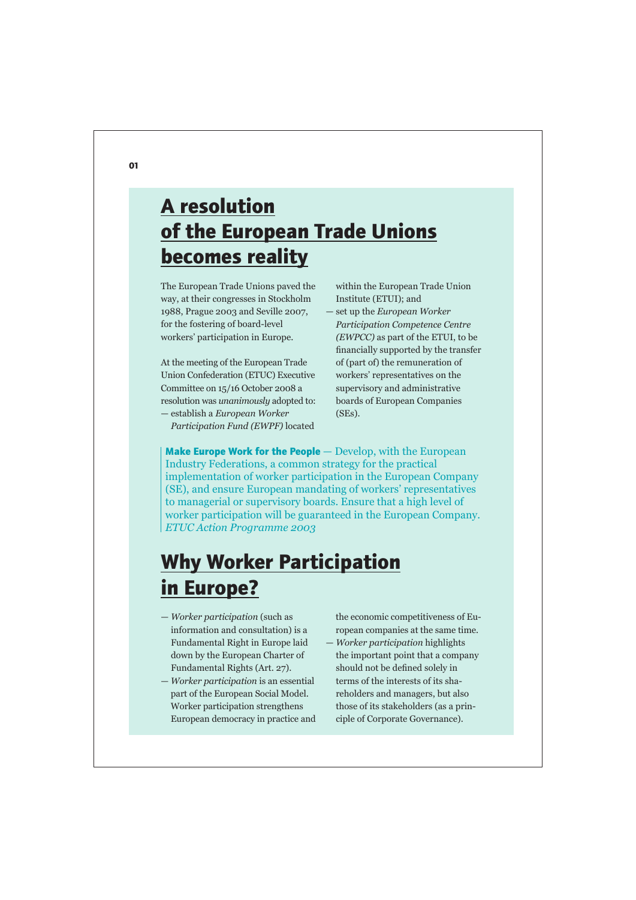# A resolution of the European Trade Unions becomes reality

The European Trade Unions paved the way, at their congresses in Stockholm 1988, Prague 2003 and Seville 2007, for the fostering of board-level workers' participation in Europe.

At the meeting of the European Trade Union Confederation (ETUC) Executive Committee on 15/16 October 2008 a resolution was *unanimously* adopted to:

— establish a *European Worker Participation Fund (EWPF)* located within the European Trade Union Institute (ETUI); and

— set up the *European Worker Participation Competence Centre (EWPCC)* as part of the ETUI, to be financially supported by the transfer of (part of) the remuneration of workers' representatives on the supervisory and administrative boards of European Companies (SEs).

> **Make Europe Work for the People** — Develop, with the European Industry Federations, a common strategy for the practical implementation of worker participation in the European Company (SE), and ensure European mandating of workers' representatives to managerial or supervisory boards. Ensure that a high level of worker participation will be guaranteed in the European Company.
> *ETUC Action Programme 2003*

# Why Worker Participation in Europe?

— *Worker participation* (such as information and consultation) is a Fundamental Right in Europe laid down by the European Charter of Fundamental Rights (Art. 27).

— *Worker participation* is an essential part of the European Social Model. Worker participation strengthens European democracy in practice and the economic competitiveness of European companies at the same time.

— *Worker participation* highlights the important point that a company should not be defined solely in terms of the interests of its shareholders and managers, but also those of its stakeholders (as a principle of Corporate Governance).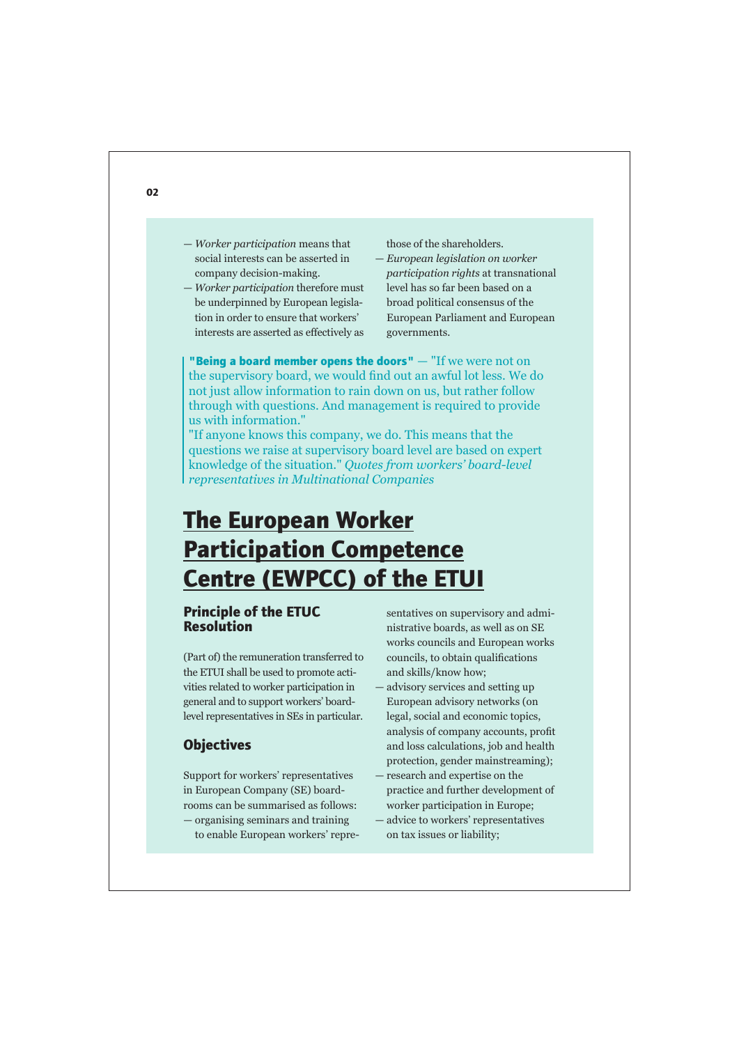— *Worker participation* means that social interests can be asserted in company decision-making.
— *Worker participation* therefore must be underpinned by European legislation in order to ensure that workers' interests are asserted as effectively as those of the shareholders.
— *European legislation on worker participation rights* at transnational level has so far been based on a broad political consensus of the European Parliament and European governments.

> **"Being a board member opens the doors"** — "If we were not on the supervisory board, we would find out an awful lot less. We do not just allow information to rain down on us, but rather follow through with questions. And management is required to provide us with information."
> "If anyone knows this company, we do. This means that the questions we raise at supervisory board level are based on expert knowledge of the situation." *Quotes from workers' board-level representatives in Multinational Companies*

# The European Worker Participation Competence Centre (EWPCC) of the ETUI

## Principle of the ETUC Resolution

(Part of) the remuneration transferred to the ETUI shall be used to promote activities related to worker participation in general and to support workers' board-level representatives in SEs in particular.

## Objectives

Support for workers' representatives in European Company (SE) boardrooms can be summarised as follows:

— organising seminars and training to enable European workers' representatives on supervisory and administrative boards, as well as on SE works councils and European works councils, to obtain qualifications and skills/know how;
— advisory services and setting up European advisory networks (on legal, social and economic topics, analysis of company accounts, profit and loss calculations, job and health protection, gender mainstreaming);
— research and expertise on the practice and further development of worker participation in Europe;
— advice to workers' representatives on tax issues or liability;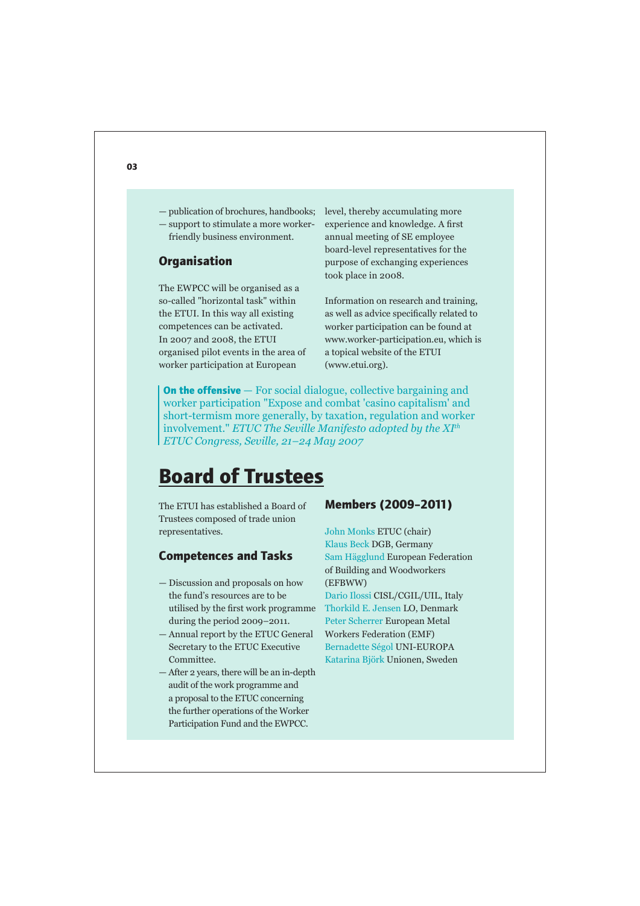— publication of brochures, handbooks;
— support to stimulate a more worker-friendly business environment.

### Organisation

The EWPCC will be organised as a so-called "horizontal task" within the ETUI. In this way all existing competences can be activated. In 2007 and 2008, the ETUI organised pilot events in the area of worker participation at European level, thereby accumulating more experience and knowledge. A first annual meeting of SE employee board-level representatives for the purpose of exchanging experiences took place in 2008.

Information on research and training, as well as advice specifically related to worker participation can be found at www.worker-participation.eu, which is a topical website of the ETUI (www.etui.org).

> **On the offensive** — For social dialogue, collective bargaining and worker participation "Expose and combat 'casino capitalism' and short-termism more generally, by taxation, regulation and worker involvement." *ETUC The Seville Manifesto adopted by the XI$^{th}$ ETUC Congress, Seville, 21–24 May 2007*

## Board of Trustees

The ETUI has established a Board of Trustees composed of trade union representatives.

### Competences and Tasks

— Discussion and proposals on how the fund's resources are to be utilised by the first work programme during the period 2009–2011.
— Annual report by the ETUC General Secretary to the ETUC Executive Committee.
— After 2 years, there will be an in-depth audit of the work programme and a proposal to the ETUC concerning the further operations of the Worker Participation Fund and the EWPCC.

### Members (2009–2011)

John Monks ETUC (chair)
Klaus Beck DGB, Germany
Sam Hägglund European Federation of Building and Woodworkers (EFBWW)
Dario Ilossi CISL/CGIL/UIL, Italy
Thorkild E. Jensen LO, Denmark
Peter Scherrer European Metal Workers Federation (EMF)
Bernadette Ségol UNI-EUROPA
Katarina Björk Unionen, Sweden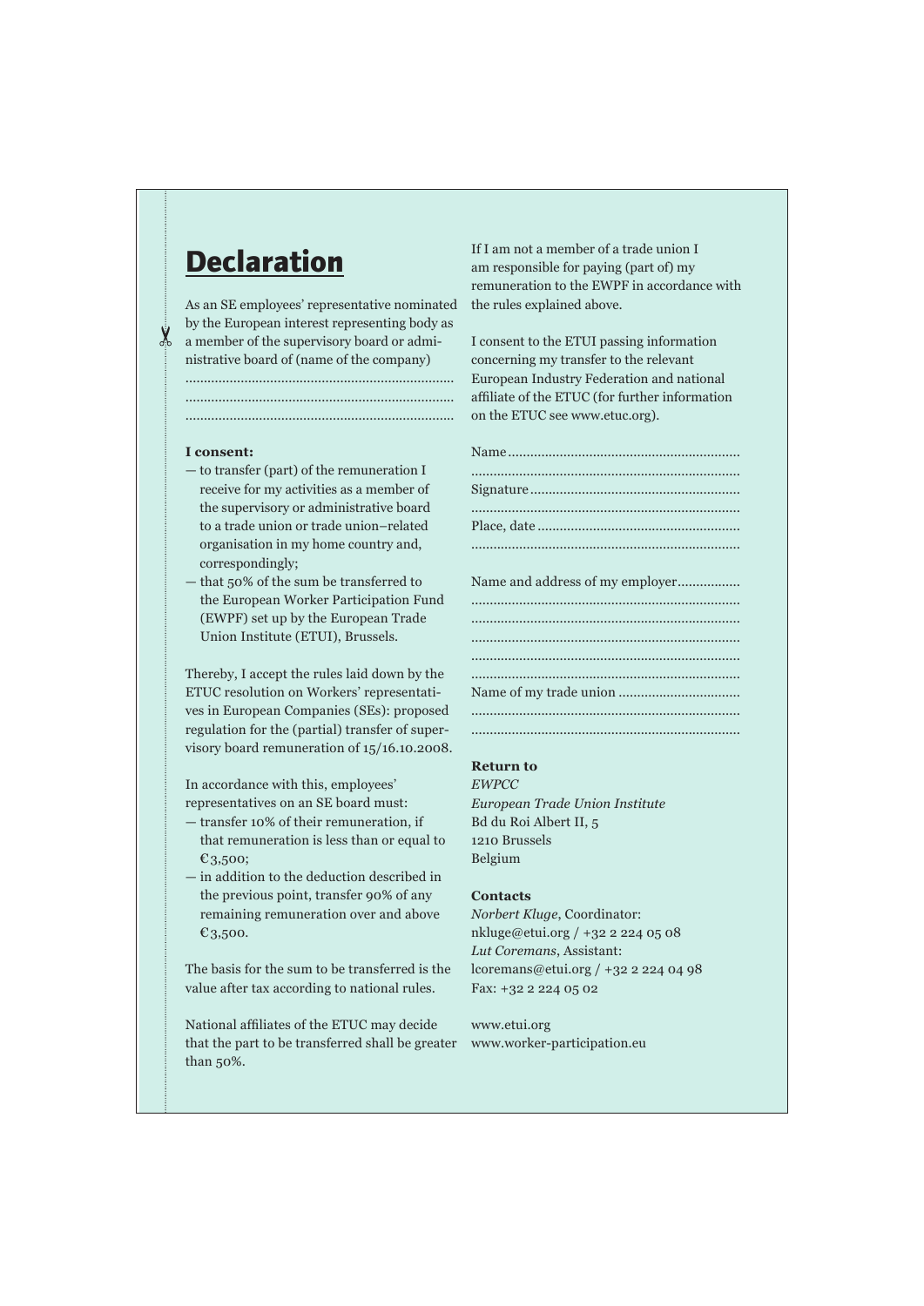# Declaration

As an SE employees' representative nominated by the European interest representing body as a member of the supervisory board or administrative board of (name of the company)

.......................................................................
.......................................................................
.......................................................................

**I consent:**

- to transfer (part) of the remuneration I receive for my activities as a member of the supervisory or administrative board to a trade union or trade union–related organisation in my home country and, correspondingly;
- that 50% of the sum be transferred to the European Worker Participation Fund (EWPF) set up by the European Trade Union Institute (ETUI), Brussels.

Thereby, I accept the rules laid down by the ETUC resolution on Workers' representatives in European Companies (SEs): proposed regulation for the (partial) transfer of supervisory board remuneration of 15/16.10.2008.

In accordance with this, employees' representatives on an SE board must:

- transfer 10% of their remuneration, if that remuneration is less than or equal to €3,500;
- in addition to the deduction described in the previous point, transfer 90% of any remaining remuneration over and above €3,500.

The basis for the sum to be transferred is the value after tax according to national rules.

National affiliates of the ETUC may decide that the part to be transferred shall be greater than 50%.

If I am not a member of a trade union I am responsible for paying (part of) my remuneration to the EWPF in accordance with the rules explained above.

I consent to the ETUI passing information concerning my transfer to the relevant European Industry Federation and national affiliate of the ETUC (for further information on the ETUC see www.etuc.org).

Name.............................................................
.......................................................................
Signature........................................................
.......................................................................
Place, date......................................................
.......................................................................

Name and address of my employer.................
.......................................................................
.......................................................................
.......................................................................
.......................................................................
.......................................................................
Name of my trade union ................................
.......................................................................
.......................................................................

**Return to**

*EWPCC*
*European Trade Union Institute*
Bd du Roi Albert II, 5
1210 Brussels
Belgium

**Contacts**

*Norbert Kluge*, Coordinator:
nkluge@etui.org / +32 2 224 05 08
*Lut Coremans*, Assistant:
lcoremans@etui.org / +32 2 224 04 98
Fax: +32 2 224 05 02

www.etui.org
www.worker-participation.eu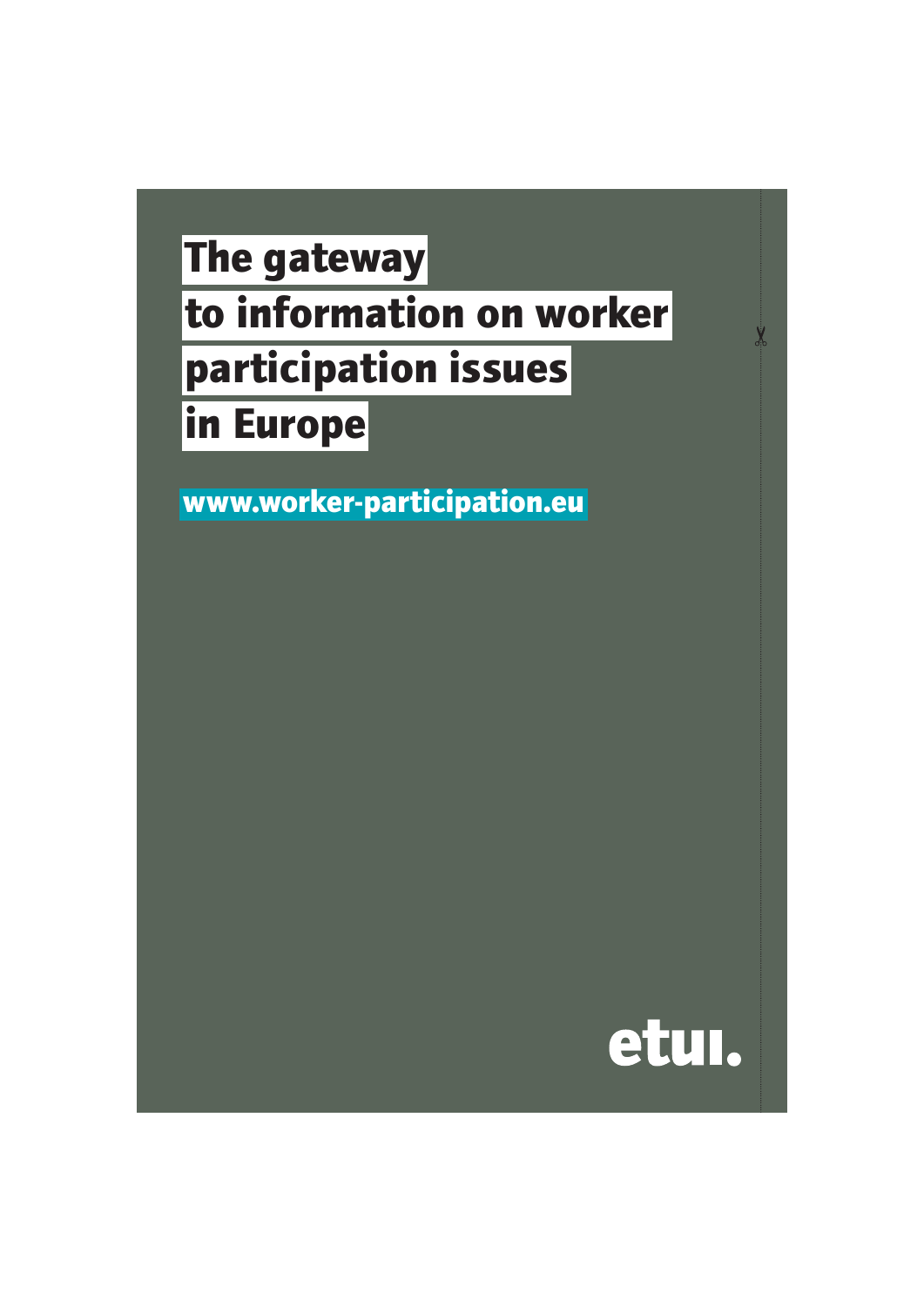# The gateway to information on worker participation issues in Europe

www.worker-participation.eu

etui.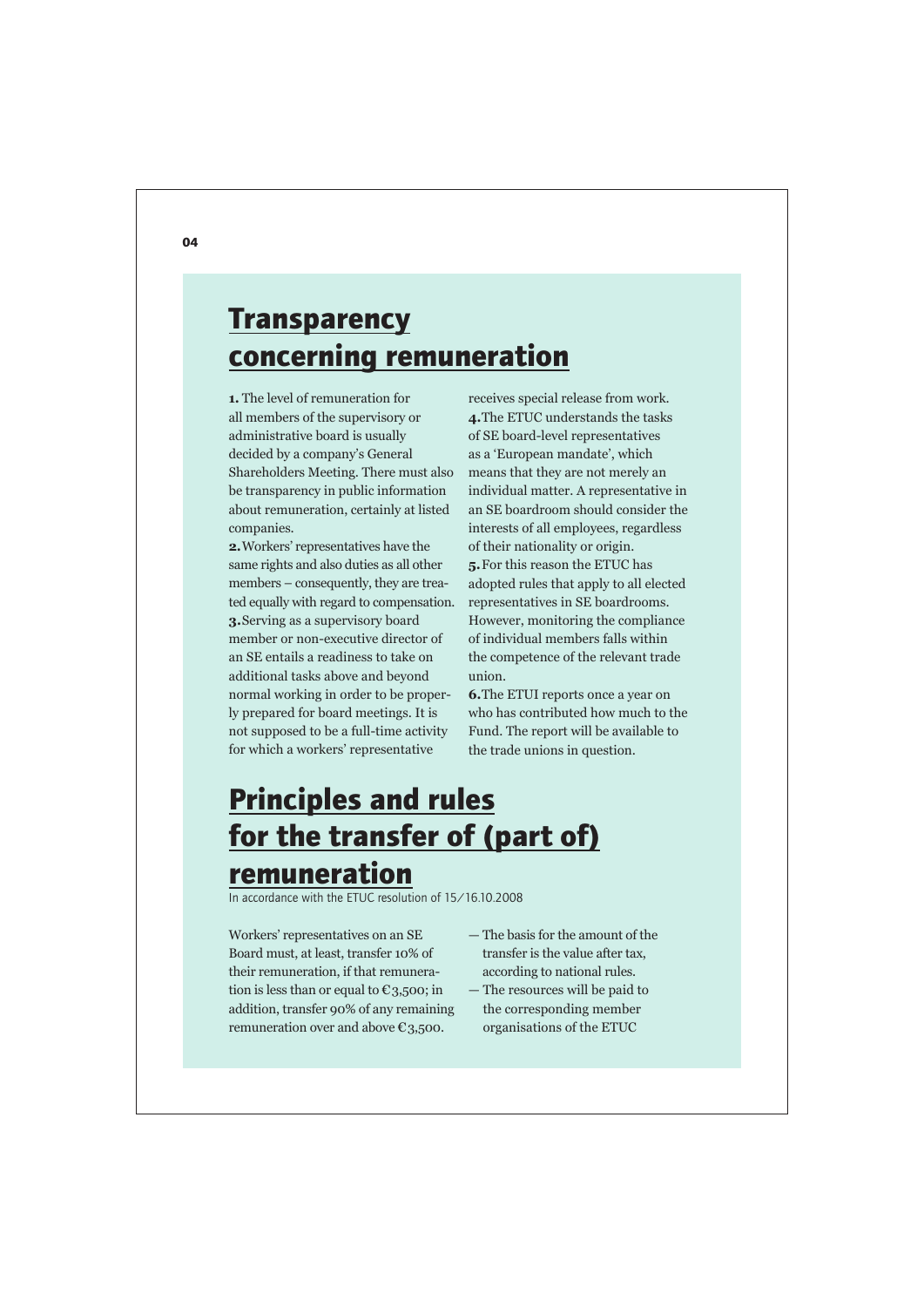## Transparency concerning remuneration

**1.** The level of remuneration for all members of the supervisory or administrative board is usually decided by a company's General Shareholders Meeting. There must also be transparency in public information about remuneration, certainly at listed companies.

**2.** Workers' representatives have the same rights and also duties as all other members – consequently, they are treated equally with regard to compensation.

**3.** Serving as a supervisory board member or non-executive director of an SE entails a readiness to take on additional tasks above and beyond normal working in order to be properly prepared for board meetings. It is not supposed to be a full-time activity for which a workers' representative receives special release from work.

**4.** The ETUC understands the tasks of SE board-level representatives as a 'European mandate', which means that they are not merely an individual matter. A representative in an SE boardroom should consider the interests of all employees, regardless of their nationality or origin.

**5.** For this reason the ETUC has adopted rules that apply to all elected representatives in SE boardrooms. However, monitoring the compliance of individual members falls within the competence of the relevant trade union.

**6.** The ETUI reports once a year on who has contributed how much to the Fund. The report will be available to the trade unions in question.

## Principles and rules for the transfer of (part of) remuneration

In accordance with the ETUC resolution of 15/16.10.2008

Workers' representatives on an SE Board must, at least, transfer 10% of their remuneration, if that remuneration is less than or equal to €3,500; in addition, transfer 90% of any remaining remuneration over and above €3,500.

- The basis for the amount of the transfer is the value after tax, according to national rules.
- The resources will be paid to the corresponding member organisations of the ETUC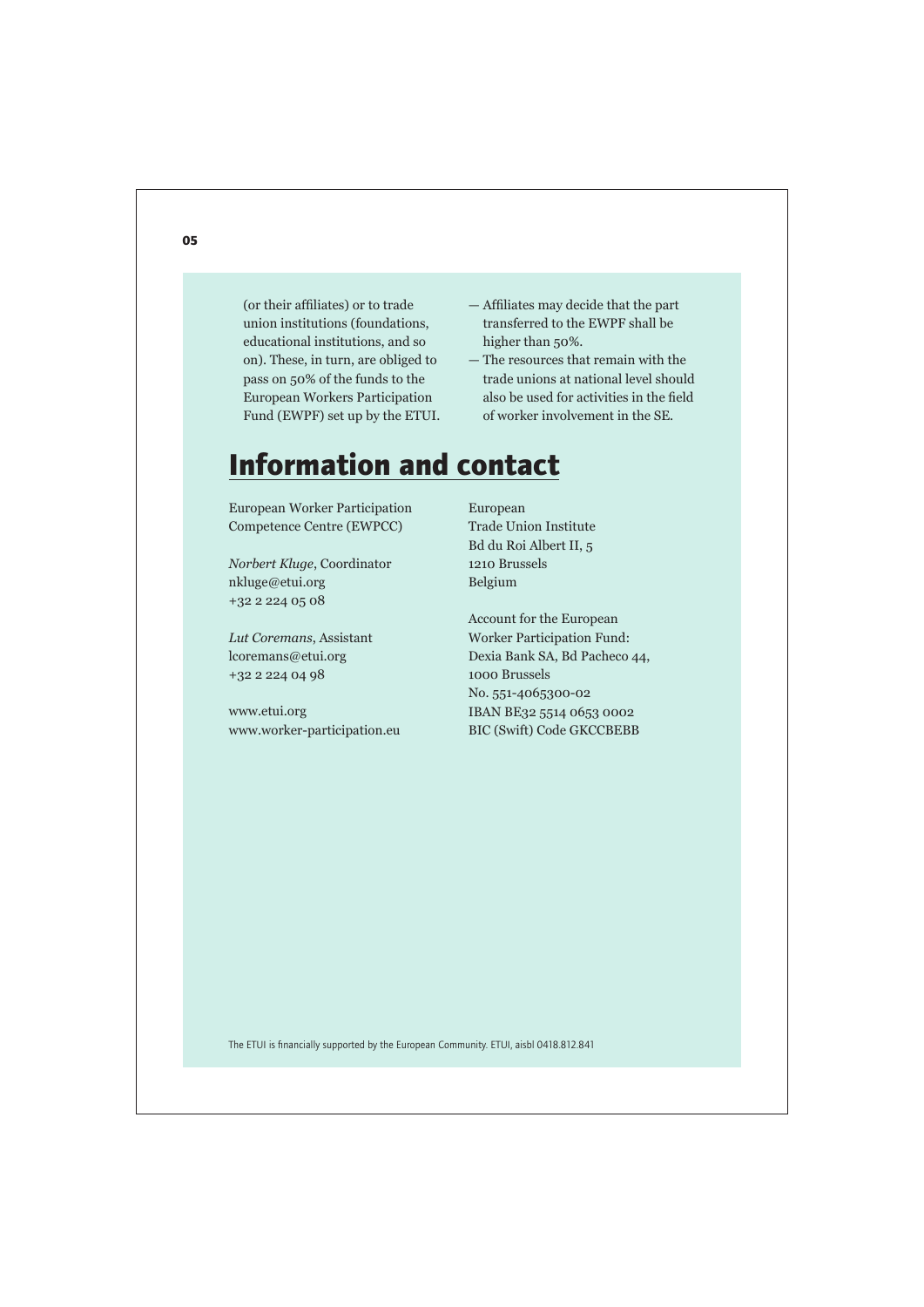(or their affiliates) or to trade union institutions (foundations, educational institutions, and so on). These, in turn, are obliged to pass on 50% of the funds to the European Workers Participation Fund (EWPF) set up by the ETUI.

- Affiliates may decide that the part transferred to the EWPF shall be higher than 50%.
- The resources that remain with the trade unions at national level should also be used for activities in the field of worker involvement in the SE.

## Information and contact

European Worker Participation Competence Centre (EWPCC)

*Norbert Kluge*, Coordinator
nkluge@etui.org
+32 2 224 05 08

*Lut Coremans*, Assistant
lcoremans@etui.org
+32 2 224 04 98

www.etui.org
www.worker-participation.eu

European
Trade Union Institute
Bd du Roi Albert II, 5
1210 Brussels
Belgium

Account for the European Worker Participation Fund:
Dexia Bank SA, Bd Pacheco 44,
1000 Brussels
No. 551-4065300-02
IBAN BE32 5514 0653 0002
BIC (Swift) Code GKCCBEBB

The ETUI is financially supported by the European Community. ETUI, aisbl 0418.812.841